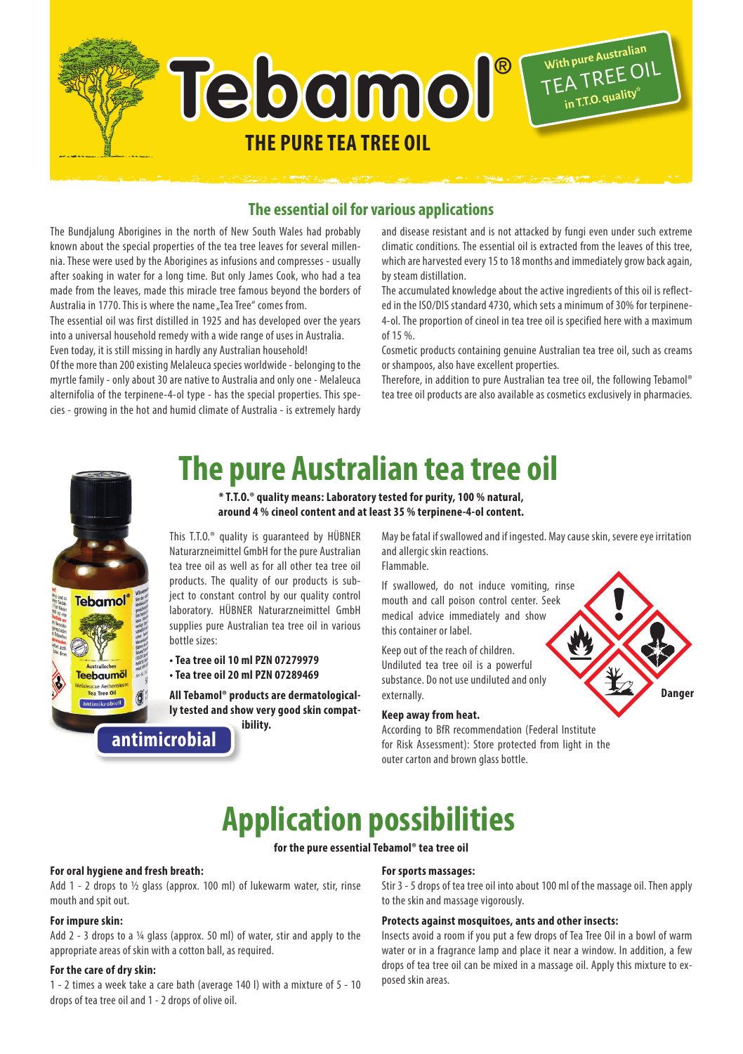# Tebamol®

## THE PURE TEA TREE OIL

With pure Australian TEA TREE OIL in T.T.O. quality*

## The essential oil for various applications

The Bundjalung Aborigines in the north of New South Wales had probably known about the special properties of the tea tree leaves for several millennia. These were used by the Aborigines as infusions and compresses - usually after soaking in water for a long time. But only James Cook, who had a tea made from the leaves, made this miracle tree famous beyond the borders of Australia in 1770. This is where the name „Tea Tree" comes from.

The essential oil was first distilled in 1925 and has developed over the years into a universal household remedy with a wide range of uses in Australia. Even today, it is still missing in hardly any Australian household!

Of the more than 200 existing Melaleuca species worldwide - belonging to the myrtle family - only about 30 are native to Australia and only one - Melaleuca alternifolia of the terpinene-4-ol type - has the special properties. This species - growing in the hot and humid climate of Australia - is extremely hardy and disease resistant and is not attacked by fungi even under such extreme climatic conditions. The essential oil is extracted from the leaves of this tree, which are harvested every 15 to 18 months and immediately grow back again, by steam distillation.

The accumulated knowledge about the active ingredients of this oil is reflected in the ISO/DIS standard 4730, which sets a minimum of 30% for terpinene-4-ol. The proportion of cineol in tea tree oil is specified here with a maximum of 15 %.

Cosmetic products containing genuine Australian tea tree oil, such as creams or shampoos, also have excellent properties.

Therefore, in addition to pure Australian tea tree oil, the following Tebamol® tea tree oil products are also available as cosmetics exclusively in pharmacies.

# The pure Australian tea tree oil

**\* T.T.O.® quality means: Laboratory tested for purity, 100 % natural, around 4 % cineol content and at least 35 % terpinene-4-ol content.**

This T.T.O.® quality is guaranteed by HÜBNER Naturarzneimittel GmbH for the pure Australian tea tree oil as well as for all other tea tree oil products. The quality of our products is subject to constant control by our quality control laboratory. HÜBNER Naturarzneimittel GmbH supplies pure Australian tea tree oil in various bottle sizes:

- **Tea tree oil 10 ml PZN 07279979**
- **Tea tree oil 20 ml PZN 07289469**

**All Tebamol® products are dermatologically tested and show very good skin compatibility.**

**antimicrobial**

May be fatal if swallowed and if ingested. May cause skin, severe eye irritation and allergic skin reactions.

Flammable.

If swallowed, do not induce vomiting, rinse mouth and call poison control center. Seek medical advice immediately and show this container or label.

Keep out of the reach of children.

Undiluted tea tree oil is a powerful substance. Do not use undiluted and only externally.

**Danger**

**Keep away from heat.**

According to BfR recommendation (Federal Institute for Risk Assessment): Store protected from light in the outer carton and brown glass bottle.

# Application possibilities

**for the pure essential Tebamol® tea tree oil**

**For oral hygiene and fresh breath:**
Add 1 - 2 drops to ½ glass (approx. 100 ml) of lukewarm water, stir, rinse mouth and spit out.

**For impure skin:**
Add 2 - 3 drops to a ¼ glass (approx. 50 ml) of water, stir and apply to the appropriate areas of skin with a cotton ball, as required.

**For the care of dry skin:**
1 - 2 times a week take a care bath (average 140 l) with a mixture of 5 - 10 drops of tea tree oil and 1 - 2 drops of olive oil.

**For sports massages:**
Stir 3 - 5 drops of tea tree oil into about 100 ml of the massage oil. Then apply to the skin and massage vigorously.

**Protects against mosquitoes, ants and other insects:**
Insects avoid a room if you put a few drops of Tea Tree Oil in a bowl of warm water or in a fragrance lamp and place it near a window. In addition, a few drops of tea tree oil can be mixed in a massage oil. Apply this mixture to exposed skin areas.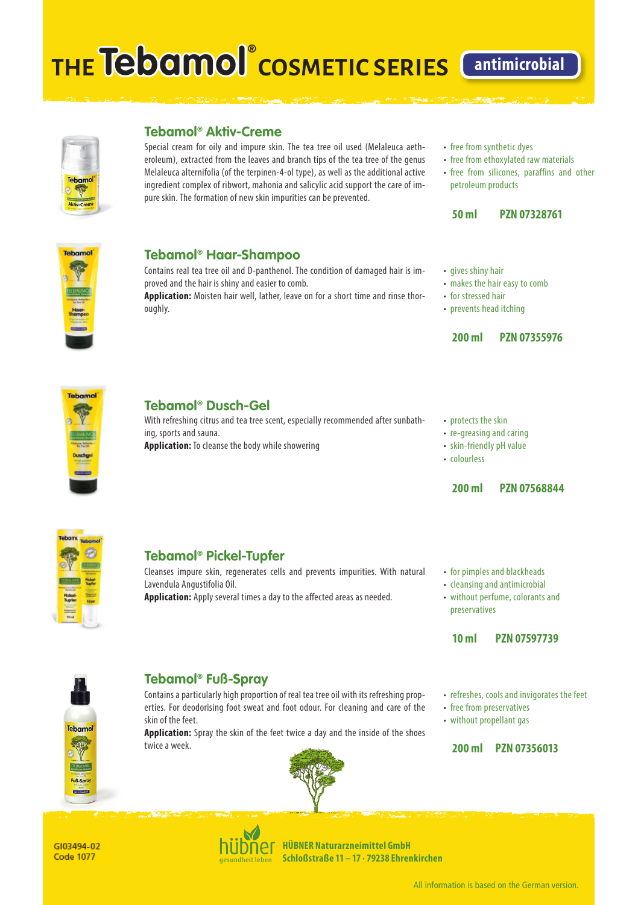# THE Tebamol® COSMETIC SERIES

**antimicrobial**

## Tebamol® Aktiv-Creme

Special cream for oily and impure skin. The tea tree oil used (Melaleuca aetheroleum), extracted from the leaves and branch tips of the tea tree of the genus Melaleuca alternifolia (of the terpinen-4-ol type), as well as the additional active ingredient complex of ribwort, mahonia and salicylic acid support the care of impure skin. The formation of new skin impurities can be prevented.

- free from synthetic dyes
- free from ethoxylated raw materials
- free from silicones, paraffins and other petroleum products

**50 ml PZN 07328761**

## Tebamol® Haar-Shampoo

Contains real tea tree oil and D-panthenol. The condition of damaged hair is improved and the hair is shiny and easier to comb.

**Application:** Moisten hair well, lather, leave on for a short time and rinse thoroughly.

- gives shiny hair
- makes the hair easy to comb
- for stressed hair
- prevents head itching

**200 ml PZN 07355976**

## Tebamol® Dusch-Gel

With refreshing citrus and tea tree scent, especially recommended after sunbathing, sports and sauna.

**Application:** To cleanse the body while showering

- protects the skin
- re-greasing and caring
- skin-friendly pH value
- colourless

**200 ml PZN 07568844**

## Tebamol® Pickel-Tupfer

Cleanses impure skin, regenerates cells and prevents impurities. With natural Lavendula Angustifolia Oil.

**Application:** Apply several times a day to the affected areas as needed.

- for pimples and blackheads
- cleansing and antimicrobial
- without perfume, colorants and preservatives

**10 ml PZN 07597739**

## Tebamol® Fuß-Spray

Contains a particularly high proportion of real tea tree oil with its refreshing properties. For deodorising foot sweat and foot odour. For cleaning and care of the skin of the feet.

**Application:** Spray the skin of the feet twice a day and the inside of the shoes twice a week.

- refreshes, cools and invigorates the feet
- free from preservatives
- without propellant gas

**200 ml PZN 07356013**

GI03494-02
Code 1077

hübner gesundheit leben

**HÜBNER Naturarzneimittel GmbH**
**Schloßstraße 11 – 17 · 79238 Ehrenkirchen**

All information is based on the German version.